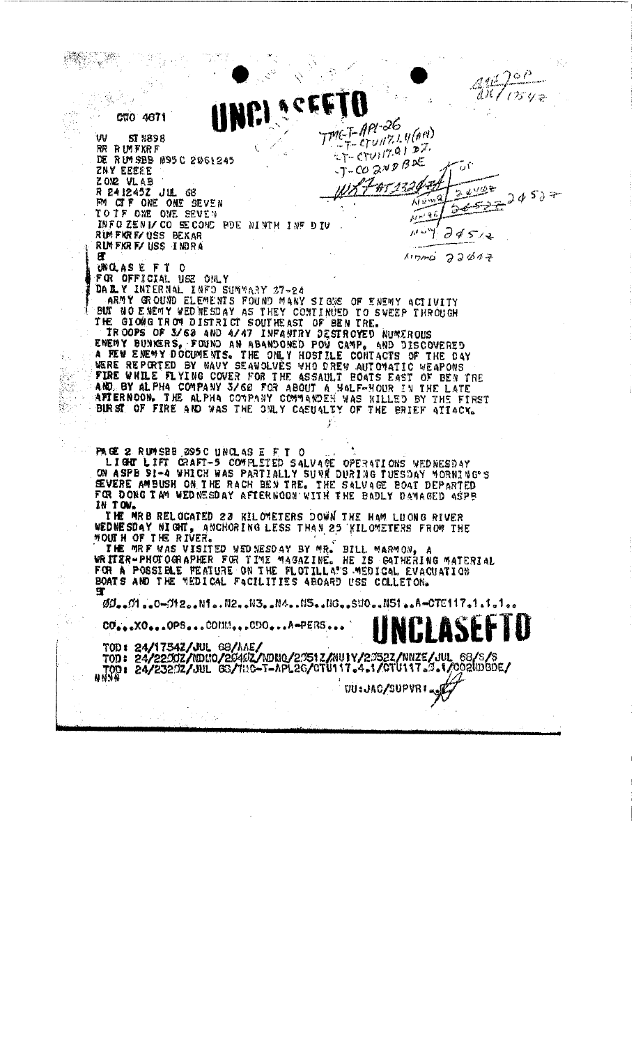UNCLASEFTO

CWO 4671

VV STN898
RR RUMFKRF
DE RUMSBB 095C 2061245
ZNY EEEEE
ZOND VLAB
R 241245Z JUL 68
FM CTF ONE ONE SEVEN
TO TF ONE ONE SEVEN
INFO ZEN/CO SECOND BDE NINTH INF DIV
RUMFKRF/USS BEXAR
RUMFKRF/USS INDRA
BT

UNCLAS E F T O
FOR OFFICIAL USE ONLY
DAILY INTERNAL INFO SUMMARY 37-24

ARMY GROUND ELEMENTS FOUND MANY SIGNS OF ENEMY ACTIVITY BUT NO ENEMY WEDNESDAY AS THEY CONTINUED TO SWEEP THROUGH THE GIONG TROM DISTRICT SOUTHEAST OF BEN TRE.

TROOPS OF 3/60 AND 4/47 INFANTRY DESTROYED NUMEROUS ENEMY BUNKERS, FOUND AN ABANDONED POW CAMP, AND DISCOVERED A FEW ENEMY DOCUMENTS. THE ONLY HOSTILE CONTACTS OF THE DAY WERE REPORTED BY NAVY SEAWOLVES WHO DREW AUTOMATIC WEAPONS FIRE WHILE FLYING COVER FOR THE ASSAULT BOATS EAST OF BEN TRE AND BY ALPHA COMPANY 3/60 FOR ABOUT A HALF-HOUR IN THE LATE AFTERNOON. THE ALPHA COMPANY COMMANDER WAS KILLED BY THE FIRST BURST OF FIRE AND WAS THE ONLY CASUALTY OF THE BRIEF ATTACK.

PAGE 2 RUMSBB 095C UNCLAS E F T O

LIGHT LIFT CRAFT-5 COMPLETED SALVAGE OPERATIONS WEDNESDAY ON ASPB 91-4 WHICH WAS PARTIALLY SUNK DURING TUESDAY MORNING'S SEVERE AMBUSH ON THE RACH BEN TRE. THE SALVAGE BOAT DEPARTED FOR DONG TAM WEDNESDAY AFTERNOON WITH THE BADLY DAMAGED ASPB IN TOW.

THE MRB RELOCATED 23 KILOMETERS DOWN THE HAM LUONG RIVER WEDNESDAY NIGHT, ANCHORING LESS THAN 25 KILOMETERS FROM THE MOUTH OF THE RIVER.

THE MRF WAS VISITED WEDNESDAY BY MR. BILL MARMON, A WRITER-PHOTOGRAPHER FOR TIME MAGAZINE. HE IS GATHERING MATERIAL FOR A POSSIBLE FEATURE ON THE FLOTILLA'S MEDICAL EVACUATION BOATS AND THE MEDICAL FACILITIES ABOARD USS COLLETON.
BT

00..01..0-012..N1..N2..N3..N4..N5..NG..SUO..N51..A-CTE117.1.1.1..

CO...XO...OPS...COMM...CDO...A-PERS...

UNCLASEFTO

TOD: 24/1754Z/JUL 68/AAE/
TOD: 24/2200Z/NDMO/2040Z/NDMO/2051Z/NUIY/2052Z/NNZE/JUL 68/S/S
TOD: 24/2320Z/JUL 68/TMC-T-APL26/CTU117.4.1/CTU117.3.1/CO2NDBDE/
NNNN

VU:JAC/SUPVR: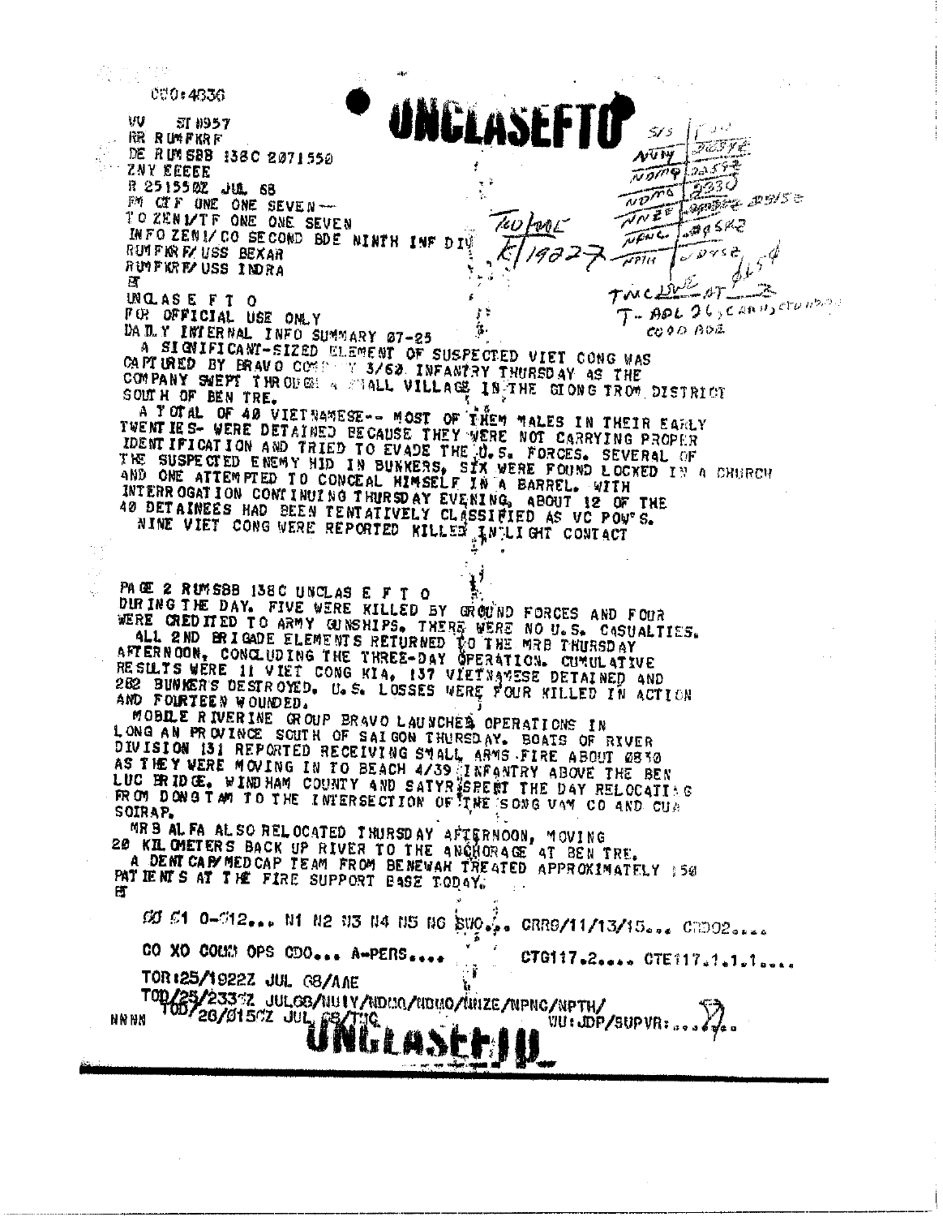C00:4036

# UNCLASEFTO

VV ST 0957
RR RUMFKRF
DE RUMSBB 138C 2071550
ZNY EEEEE
R 251550Z JUL 68
FM CTF ONE ONE SEVEN
TO ZEN1/TF ONE ONE SEVEN
INFO ZEN1/CO SECOND BDE NINTH INF DIV
RUMFKRF/USS BEXAR
RUMFKRF/USS INDRA
BT

UNCLAS E F T O
FOR OFFICIAL USE ONLY
DAILY INTERNAL INFO SUMMARY 07-25

A SIGNIFICANT-SIZED ELEMENT OF SUSPECTED VIET CONG WAS CAPTURED BY BRAVO COMPANY 3/60 INFANTRY THURSDAY AS THE COMPANY SWEPT THROUGH A SMALL VILLAGE IN THE GIONG TROM DISTRICT SOUTH OF BEN TRE.

A TOTAL OF 40 VIETNAMESE-- MOST OF THEM MALES IN THEIR EARLY TWENTIES- WERE DETAINED BECAUSE THEY WERE NOT CARRYING PROPER IDENTIFICATION AND TRIED TO EVADE THE U.S. FORCES. SEVERAL OF THE SUSPECTED ENEMY HID IN BUNKERS, SIX WERE FOUND LOCKED IN A CHURCH AND ONE ATTEMPTED TO CONCEAL HIMSELF IN A BARREL. WITH INTERROGATION CONTINUING THURSDAY EVENING, ABOUT 12 OF THE 40 DETAINEES HAD BEEN TENTATIVELY CLASSIFIED AS VC POW'S.

NINE VIET CONG WERE REPORTED KILLED IN LIGHT CONTACT

PAGE 2 RUMSBB 138C UNCLAS E F T O

DURING THE DAY. FIVE WERE KILLED BY GROUND FORCES AND FOUR WERE CREDITED TO ARMY GUNSHIPS. THERE WERE NO U.S. CASUALTIES.

ALL 2ND BRIGADE ELEMENTS RETURNED TO THE MRB THURSDAY AFTERNOON, CONCLUDING THE THREE-DAY OPERATION. CUMULATIVE RESULTS WERE 11 VIET CONG KIA, 137 VIETNAMESE DETAINED AND 282 BUNKERS DESTROYED. U.S. LOSSES WERE FOUR KILLED IN ACTION AND FOURTEEN WOUNDED.

MOBILE RIVERINE GROUP BRAVO LAUNCHED OPERATIONS IN LONG AN PROVINCE SOUTH OF SAIGON THURSDAY. BOATS OF RIVER DIVISION 131 REPORTED RECEIVING SMALL ARMS FIRE ABOUT 0830 AS THEY WERE MOVING IN TO BEACH 4/39 INFANTRY ABOVE THE BEN LUC BRIDGE. WINDHAM COUNTY AND SATYR SPENT THE DAY RELOCATING FROM DONG TAM TO THE INTERSECTION OF THE SONG VAM CO AND CUA SOIRAP.

MRB ALFA ALSO RELOCATED THURSDAY AFTERNOON, MOVING 20 KILOMETERS BACK UP RIVER TO THE ANCHORAGE AT BEN TRE.

A DENTCAP/MEDCAP TEAM FROM BENEWAH TREATED APPROXIMATELY 150 PATIENTS AT THE FIRE SUPPORT BASE TODAY.
BT

00 01 0-012... N1 N2 N3 N4 N5 N6 SWO... CRRS/11/13/15... CDO2....

CO XO COMM OPS CDO... A-PERS....   CTG117.2.... CTE117.1.1.1....

TOR:25/1922Z JUL 68/AAE
TOD/25/2337Z JUL68/NUIY/NDMO/NDUO/NNZE/NPNC/NPTH/
TOD/26/0157Z JUL 68/TJC   WU:JDP/SUPVR:....
NNNN

# UNCLASEFTO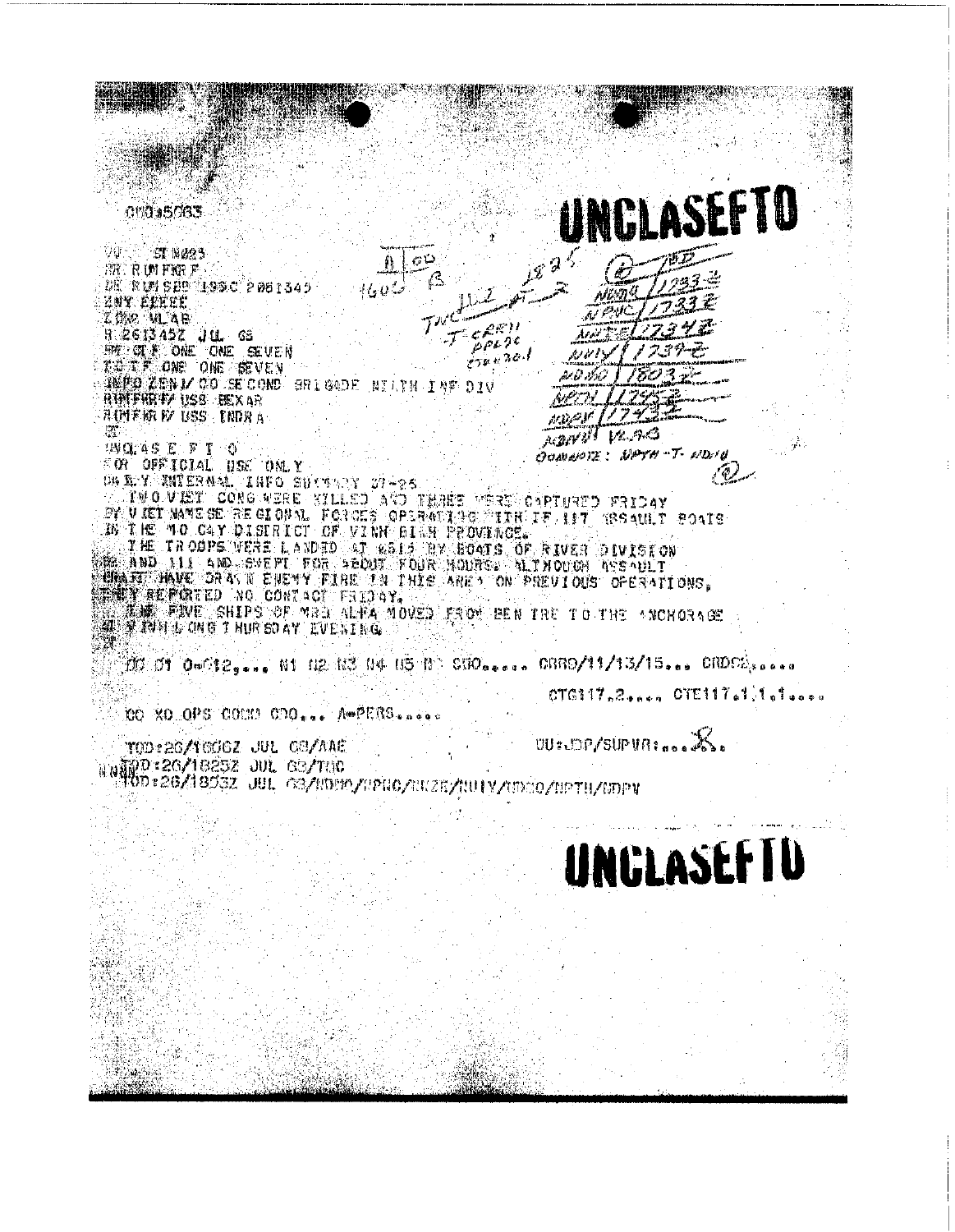CMO#5063

# UNCLASEFTO

VV ST N023
RR RUMFKR F
DE RUMSBB 1990 2081345
ZNY EEEEE
ZOMO VLAB
R 261345Z JUL 68
FM CTF ONE ONE SEVEN
TO CTF ONE ONE SEVEN
INFO ZEN1/CO SECOND BRIGADE NINTH INF DIV
RUMFKR F/ USS BEXAR
RUMFKR F/ USS INDRA
BT
UNCLAS E F T O
FOR OFFICIAL USE ONLY
DAILY INTERNAL INFO SUMMARY 27-25

TWO VIET CONG WERE KILLED AND THREE WERE CAPTURED FRIDAY BY VIETNAMESE REGIONAL FORCES OPERATING WITH TF 117 ASSAULT BOATS IN THE MO CAY DISTRICT OF VINH BINH PROVINCE.

THE TROOPS WERE LANDED AT 0515 BY BOATS OF RIVER DIVISION 92 AND 111 AND SWEPT FOR ABOUT FOUR HOURS. ALTHOUGH ASSAULT CRAFT HAVE DRAWN ENEMY FIRE IN THIS AREA ON PREVIOUS OPERATIONS, THEY REPORTED NO CONTACT FRIDAY.

THE FIVE SHIPS OF MRB ALFA MOVED FROM BEN TRE TO THE ANCHORAGE AT VINH LONG THURSDAY EVENING.

BT

Handwritten annotations: 1825; 1600; TWC JUL 27 2; T CRRI1 PPL20 CTG 117.2.1; 1733Z NPNC/1733Z NAZE/1734Z NVIY/1737Z NDCO/1803Z NPTH/1795Z NDPV/1743Z NBNV/1729; GUARANTEE: NPTH-T-NDIU

DO 01 O-012.... N1 N2 N3 N4 N5 N7 COO..... CRRO/11/13/15... CRDCC.....

CTG117.2.... CTE117.1.1.1....

CO XO OPS COMM CDO... A-PERS.....

TOD:26/1600Z JUL 68/AAE

DU:JDP/SUPVR:....

TOD:26/1625Z JUL 68/THC

TOD:26/1803Z JUL 68/NDMO/NPNC/NAZE/NVIY/NDCO/NPTH/NDPV

# UNCLASEFTO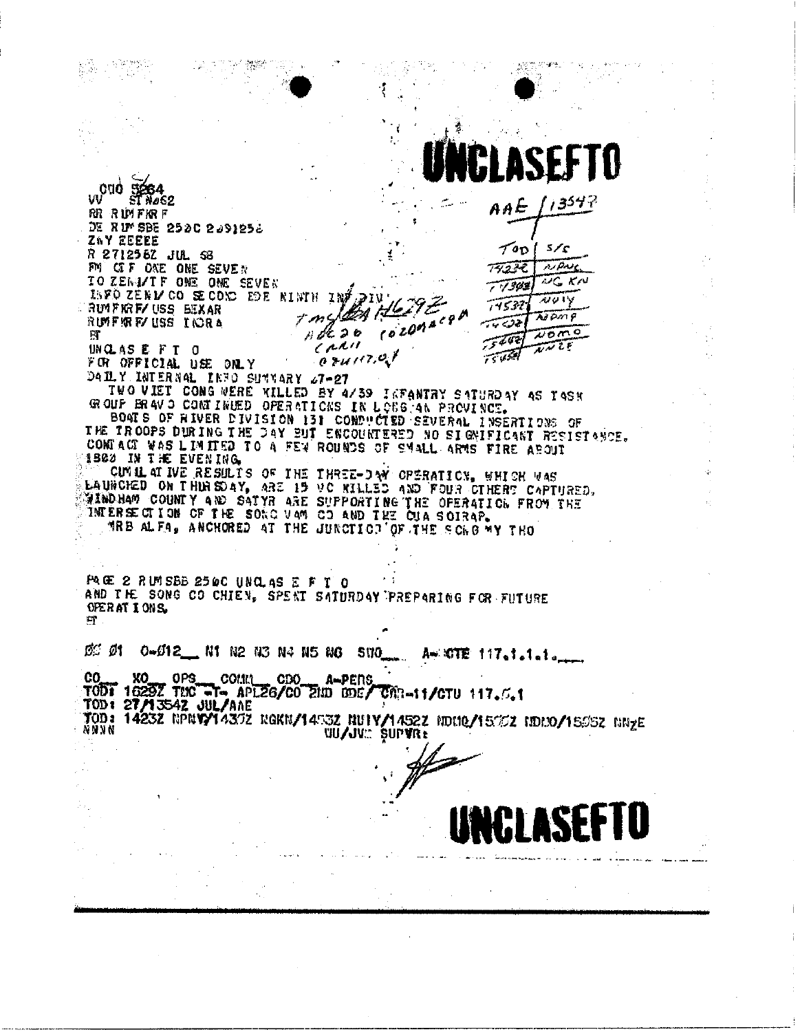# UNCLASEFTO

CUO 5264
VV ST NA62
RR RUMFKRF
DE RUMSBE 250C 2091252
ZNY EEEEE
R 271256Z JUL 68
FM CTF ONE ONE SEVEN
TO ZEN/CTF ONE ONE SEVEN
INFO ZEN/CO SECOND BDE NINTH INF DIV
RUMFKRF/USS BEXAR
RUMFKRF/USS IIORA
BT
UNCLAS E F T O
FOR OFFICIAL USE ONLY
DAILY INTERNAL INFO SUMMARY 67-27

AAE /13542

TOD / S/C
1423Z / NPNY
1430Z / NGKN
1453Z / NUIY
1452Z / NDMQ
1540Z / NDMO
1545Z / NNZE

TMC/BA 1629Z
APL 26 CO 2 NAC BDE
CAR 11
CTU 117.0.1

TWO VIET CONG WERE KILLED BY 4/39 INFANTRY SATURDAY AS TASK GROUP BRAVO CONTINUED OPERATIONS IN LONG AN PROVINCE.

BOATS OF RIVER DIVISION 131 CONDUCTED SEVERAL INSERTIONS OF THE TROOPS DURING THE DAY BUT ENCOUNTERED NO SIGNIFICANT RESISTANCE. CONTACT WAS LIMITED TO A FEW ROUNDS OF SMALL ARMS FIRE ABOUT 1800 IN THE EVENING.

CUMULATIVE RESULTS OF THE THREE-DAY OPERATION, WHICH WAS LAUNCHED ON THURSDAY, ARE 15 VC KILLED AND FOUR OTHERS CAPTURED. WINDHAM COUNTY AND SATYR ARE SUPPORTING THE OPERATION FROM THE INTERSECTION OF THE SONG VAM CO AND THE CUA SOIRAP.

MRB ALFA, ANCHORED AT THE JUNCTION OF THE SONG MY THO

PAGE 2 RUMSBB 250C UNCLAS E F T O
AND THE SONG CO CHIEN, SPENT SATURDAY PREPARING FOR FUTURE OPERATIONS.
BT

DC 01 0-012__ N1 N2 N3 N4 N5 NG SUO___ A-NOTE 117.1.1.1.___

CO___ XO___ OPS___ COMM___ CDO___ A-PERS___
TOD: 1629Z TMC -T- APL26/CO 2ND BDE/ CAR-11/CTU 117.0.1
TOD: 27/1354Z JUL/AAE
TOD: 1423Z NPNY/1430Z NGKN/1453Z NUIY/1452Z NDMQ/1540Z NDMO/1545Z NNZE
NNNN
UU/JVC SUPVR:

# UNCLASEFTO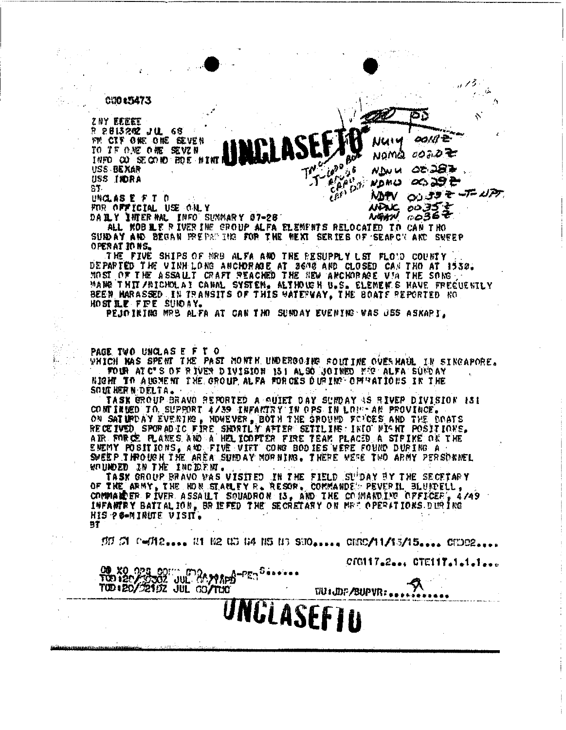C00#5473

ZNY EEEEE
R 281320Z JUL 68
FM CTF ONE ONE SEVEN
TO TF ONE ONE SEVEN
INFO CG SECOND BDE NINTH
USS BEXAR
USS INDRA
BT

**UNCLASEFTO**

NU14 0011Z
NDMQ 0020Z
NDNU 0028Z
NDMO 0029Z
NDTV 0033Z -T- UPT
NDNC 0035Z
NGAN 0036Z

UNCLAS E F T O
FOR OFFICIAL USE ONLY
DAILY INTERNAL INFO SUMMARY 27-28

ALL MOBILE RIVERINE GROUP ALFA ELEMENTS RELOCATED TO CAN THO SUNDAY AND BEGAN PREPARING FOR THE NEXT SERIES OF SEARCH AND SWEEP OPERATIONS.

THE FIVE SHIPS OF MRB ALFA AND THE RESUPPLY LST FLOYD COUNTY DEPARTED THE VINH LONG ANCHORAGE AT 0600 AND CLOSED CAN THO AT 1530. MOST OF THE ASSAULT CRAFT REACHED THE NEW ANCHORAGE VIA THE SONG MANG THIT/NICHOLAI CANAL SYSTEM. ALTHOUGH U.S. ELEMENTS HAVE FREQUENTLY BEEN HARASSED IN TRANSITS OF THIS WATERWAY, THE BOATS REPORTED NO HOSTILE FIRE SUNDAY.

REJOINING MRB ALFA AT CAN THO SUNDAY EVENING WAS USS ASKARI,

PAGE TWO UNCLAS E F T O
WHICH HAS SPENT THE PAST MONTH UNDERGOING ROUTINE OVERHAUL IN SINGAPORE.

FOUR ATC'S OF RIVER DIVISION 151 ALSO JOINED MRG ALFA SUNDAY NIGHT TO AUGMENT THE GROUP ALFA FORCES DURING OPERATIONS IN THE SOUTHERN DELTA.

TASK GROUP BRAVO REPORTED A QUIET DAY SUNDAY AS RIVER DIVISION 151 CONTINUED TO SUPPORT 4/39 INFANTRY IN OPS IN LONG AN PROVINCE. ON SATURDAY EVENING, HOWEVER, BOTH THE GROUND FORCES AND THE BOATS RECEIVED SPORADIC FIRE SHORTLY AFTER SETTLING INTO NIGHT POSITIONS. AIR FORCE PLANES AND A HELICOPTER FIRE TEAM PLACED A STRIKE ON THE ENEMY POSITIONS, AND FIVE VIET CONG BODIES WERE FOUND DURING A SWEEP THROUGH THE AREA SUNDAY MORNING. THERE WERE TWO ARMY PERSONNEL WOUNDED IN THE INCIDENT.

TASK GROUP BRAVO WAS VISITED IN THE FIELD SUNDAY BY THE SECRETARY OF THE ARMY, THE HON STANLEY R. RESOR. COMMANDER PEVERIL BLUNDELL, COMMANDER RIVER ASSAULT SQUADRON 13, AND THE COMMANDING OFFICER, 4/49 INFANTRY BATTALION, BRIEFED THE SECRETARY ON MRF OPERATIONS DURING HIS 20-MINUTE VISIT.
BT

00 01 C-012.... N1 N2 N3 N4 N5 N3 S10..... CHRC/11/13/15.... CHDO2....

CTG117.2... CTE117.1.1.1...

00 X0 OPS CO... MO...A-PER S.......
TOD:20/2030Z JUL 68/... 
TOD:20/2210Z JUL 68/TUC

WU:JDF/SUPVR:...........

**UNCLASEFTO**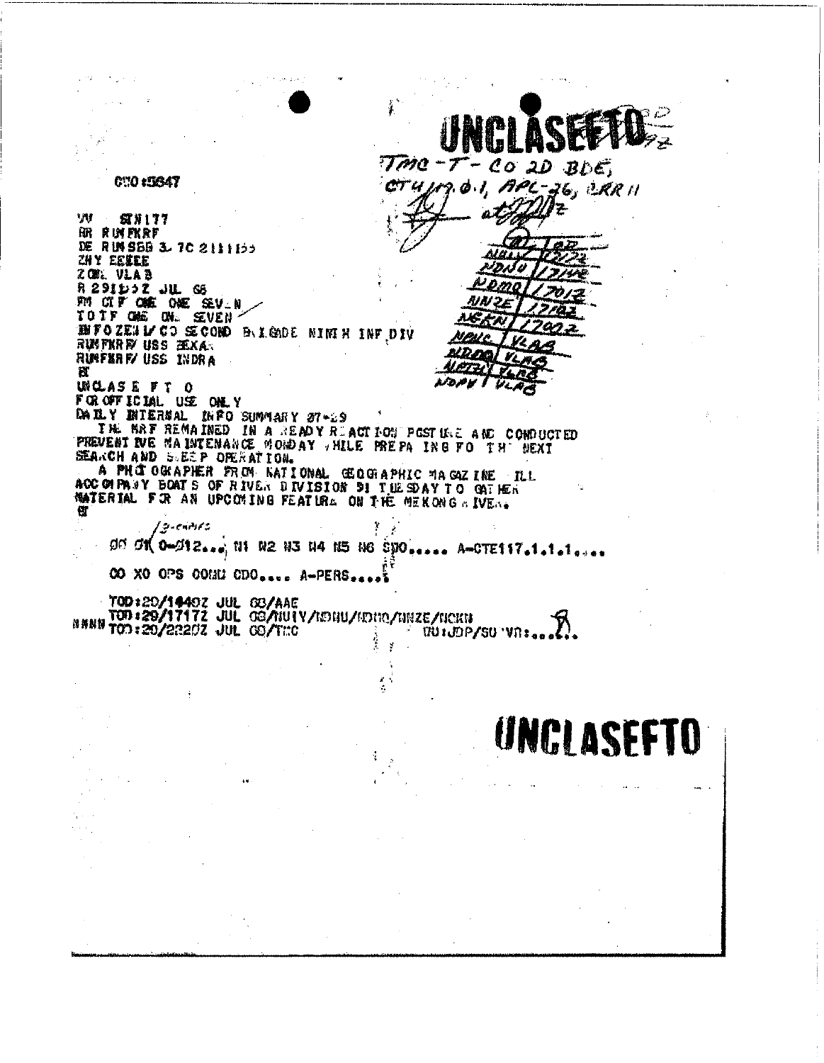**UNCLASEFTO**

TMC-T- CO 2D BDE,
CTF 117.0.1, APL-26, ERR 11

CNO #5847

VV STN177
RR RUMFKRF
DE RUMSBB 3. 7C 2111155
ZNY EEEEE
ZCNL VLAB
R 291155Z JUL 68
FM CTF ONE ONE SEVEN
TO TF ONE ON SEVEN
INFO ZEN 1/CO SECOND BRIGADE NINTH INF DIV
RUMFKRF/ USS BEXAR
RUMFKRF/ USS INDRA
BT
UNCLAS E F T O
FOR OFFICIAL USE ONLY
DAILY INTERNAL INFO SUMMARY 27-29
THE MRF REMAINED IN A READY REACTION POSTURE AND CONDUCTED PREVENTIVE MAINTENANCE MONDAY WHILE PREPARING FOR THE NEXT SEARCH AND SWEEP OPERATION.
A PHOTOGRAPHER FROM NATIONAL GEOGRAPHIC MAGAZINE WILL ACCOMPANY BOATS OF RIVER DIVISION 91 TUESDAY TO GATHER MATERIAL FOR AN UPCOMING FEATURE ON THE MEKONG RIVER.
BT

3-copies
00 01 0-012.... N1 N2 N3 N4 N5 N6 SDO..... A-CTE117.1.1.1....

CO XO OPS COMM CDO.... A-PERS....

TOD:29/1840Z JUL 68/AAE
TOD:29/1717Z JUL 68/NUIY/NDHU/NDMO/NNZE/NCKN
NNNN TOD:29/2220Z JUL 68/TMC UU:JDP/SU VN:....

**UNCLASEFTO**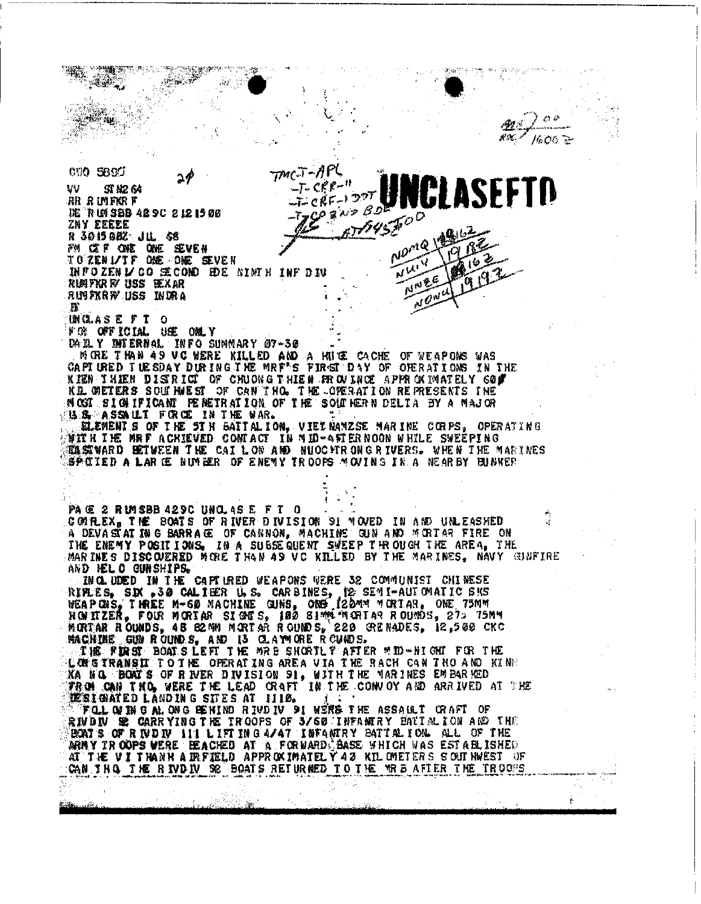000 5800

24

TMCT-APL
-T-CRF-11
-T-CRF-1 DDT
-TzCO 2ND BDE
AT/145700

# UNCLASEFTO

VV ST N2 64
RR RUMFKR F
DE RUMSBB 429C 2121500
ZNY EEEEE
R 301500Z JUL 68
FM CTF ONE ONE SEVEN
TO ZEN1/TF ONE ONE SEVEN
INFO ZEN1/CO SECOND BDE NINTH INF DIV
RUMFKRW USS BEXAR
RUMFKRW USS INDRA
BT

NOMQ 19162
NUIY 19182
NWEE 19162
NOWU 19192

UNCLASEFTO
FOR OFFICIAL USE ONLY
DAILY INTERNAL INFO SUMMARY 07-30

MORE THAN 49 VC WERE KILLED AND A HUGE CACHE OF WEAPONS WAS CAPTURED TUESDAY DURING THE MRF'S FIRST DAY OF OPERATIONS IN THE KIEN THIEN DISTRICT OF CHUONG THIEN PROVINCE APPROXIMATELY 60 KILOMETERS SOUTHWEST OF CAN THO. THE OPERATION REPRESENTS THE MOST SIGNIFICANT PENETRATION OF THE SOUTHERN DELTA BY A MAJOR U.S. ASSAULT FORCE IN THE WAR.

ELEMENTS OF THE 5TH BATTALION, VIETNAMESE MARINE CORPS, OPERATING WITH THE MRF ACHIEVED CONTACT IN MID-AFTERNOON WHILE SWEEPING EASTWARD BETWEEN THE CAI LON AND NUOCTRONG RIVERS. WHEN THE MARINES SPOTTED A LARGE NUMBER OF ENEMY TROOPS MOVING IN A NEARBY BUNKER

PAGE 2 RUMSBB 429C UNCLASEFTO

COMPLEX, THE BOATS OF RIVER DIVISION 91 MOVED IN AND UNLEASHED A DEVASTATING BARRAGE OF CANNON, MACHINE GUN AND MORTAR FIRE ON THE ENEMY POSITIONS. IN A SUBSEQUENT SWEEP THROUGH THE AREA, THE MARINES DISCOVERED MORE THAN 49 VC KILLED BY THE MARINES, NAVY GUNFIRE AND HELO GUNSHIPS.

INCLUDED IN THE CAPTURED WEAPONS WERE 32 COMMUNIST CHINESE RIFLES, SIX .30 CALIBER U.S. CARBINES, 12 SEMI-AUTOMATIC SKS WEAPONS, THREE M-60 MACHINE GUNS, ONE 120MM MORTAR, ONE 75MM HOWITZER, FOUR MORTAR SIGHTS, 100 81MM MORTAR ROUNDS, 27? 75MM MORTAR ROUNDS, 48 82MM MORTAR ROUNDS, 220 GRENADES, 12,500 CKC MACHINE GUN ROUNDS, AND 13 CLAYMORE ROUNDS.

THE FIRST BOATS LEFT THE MRB SHORTLY AFTER MID-NIGHT FOR THE LONG TRANSIT TO THE OPERATING AREA VIA THE RACH CAN THO AND KINH XA NO. BOATS OF RIVER DIVISION 91, WITH THE MARINES EMBARKED FROM CAN THO, WERE THE LEAD CRAFT IN THE CONVOY AND ARRIVED AT THE DESIGNATED LANDING SITES AT 1110.

FOLLOWING ALONG BEHIND RIVDIV 91 WERE THE ASSAULT CRAFT OF RIVDIV 92 CARRYING THE TROOPS OF 3/60 INFANTRY BATTALION AND THE BOATS OF RIVDIV 111 LIFTING 4/47 INFANTRY BATTALION. ALL OF THE ARMY TROOPS WERE BEACHED AT A FORWARD BASE WHICH WAS ESTABLISHED AT THE VI THANH AIRFIELD APPROXIMATELY 42 KILOMETERS SOUTHWEST OF CAN THO. THE RIVDIV 92 BOATS RETURNED TO THE MRB AFTER THE TROOPS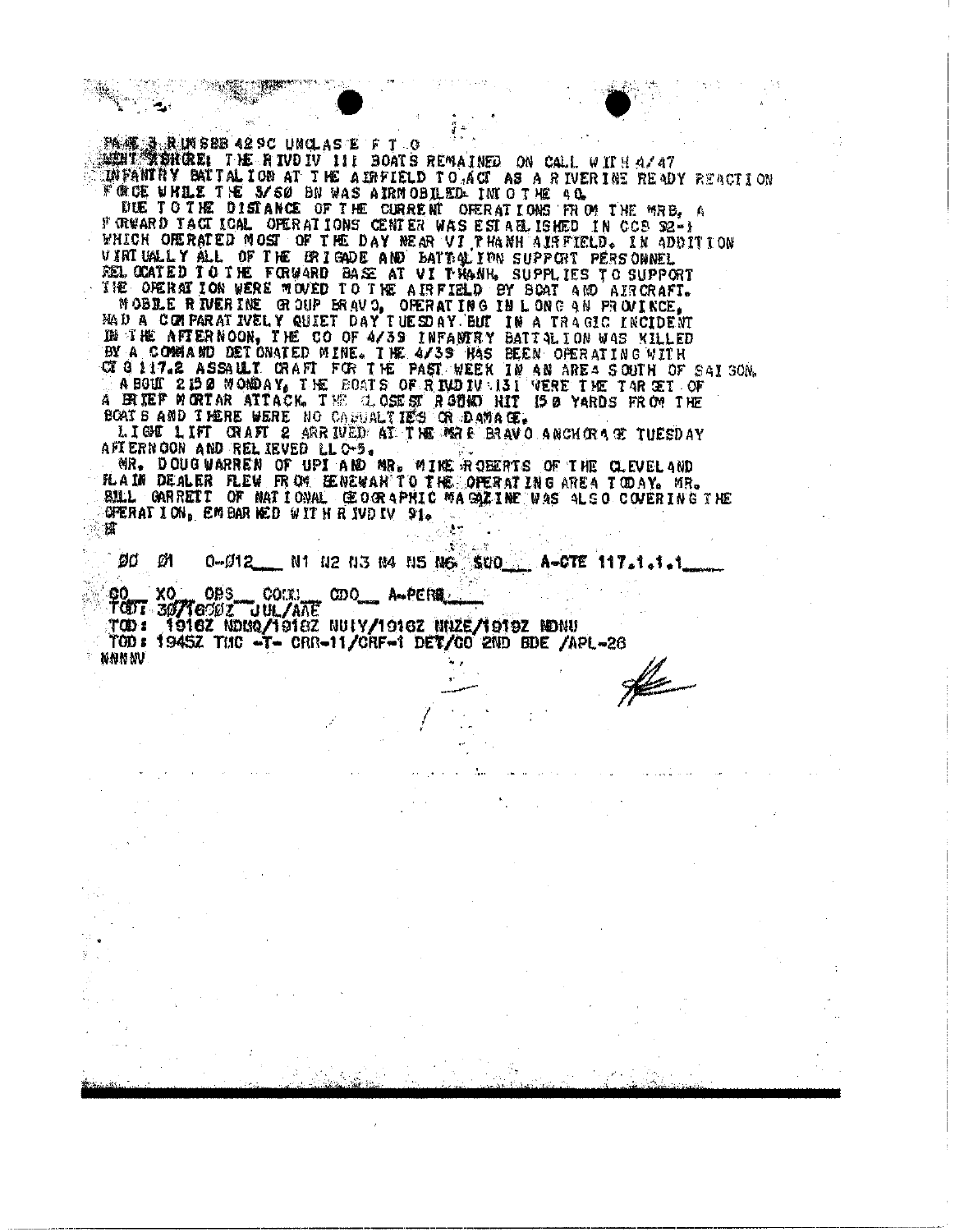PAGE 3 RUMSBB 429C UNCLAS E F T O
WENT ASHORE: THE RIVDIV 111 BOATS REMAINED ON CALL WITH 4/47 INFANTRY BATTALION AT THE AIRFIELD TO ACT AS A RIVERINE READY REACTION FORCE WHILE THE 3/60 BN WAS AIRMOBILED INTO THE AO.

DUE TO THE DISTANCE OF THE CURRENT OPERATIONS FROM THE MRB, A FORWARD TACTICAL OPERATIONS CENTER WAS ESTABLISHED IN CCB 92-1 WHICH OPERATED MOST OF THE DAY NEAR VI THANH AIRFIELD. IN ADDITION VIRTUALLY ALL OF THE BRIGADE AND BATTALION SUPPORT PERSONNEL RELOCATED TO THE FORWARD BASE AT VI THANH. SUPPLIES TO SUPPORT THE OPERATION WERE MOVED TO THE AIRFIELD BY BOAT AND AIRCRAFT.

MOBILE RIVERINE GROUP BRAVO, OPERATING IN LONG AN PROVINCE, HAD A COMPARATIVELY QUIET DAY TUESDAY BUT IN A TRAGIC INCIDENT IN THE AFTERNOON, THE CO OF 4/39 INFANTRY BATTALION WAS KILLED BY A COMMAND DETONATED MINE. THE 4/39 HAS BEEN OPERATING WITH CTG 117.2 ASSAULT CRAFT FOR THE PAST WEEK IN AN AREA SOUTH OF SAIGON.

ABOUT 2150 MONDAY, THE BOATS OF RIVDIV 131 WERE THE TARGET OF A BRIEF MORTAR ATTACK. THE CLOSEST ROUND HIT 150 YARDS FROM THE BOATS AND THERE WERE NO CASUALTIES OR DAMAGE.

LIGHT LIFT CRAFT 2 ARRIVED AT THE MRF BRAVO ANCHORAGE TUESDAY AFTERNOON AND RELIEVED LLC-5.

MR. DOUG WARREN OF UPI AND MR. MIKE ROBERTS OF THE CLEVELAND PLAIN DEALER FLEW FROM BENEWAH TO THE OPERATING AREA TODAY. MR. BILL GARRETT OF NATIONAL GEOGRAPHIC MAGAZINE WAS ALSO COVERING THE OPERATION, EMBARKED WITH RIVDIV 91.

BT

00 01 0-012___ N1 N2 N3 N4 N5 N6 SUO___ A-CTE 117.1.1.1___

CO__ XO__ OPS__ COMM__ CDO__ A-PERS___

TOD: 301600Z JUL/AAE

TOD: 1916Z NDUQ/1918Z NUIY/1918Z NNZE/1919Z NDNU

TOD: 1945Z TMC -T- CRR-11/CRF-1 DET/CO 2ND BDE /APL-26

NNNN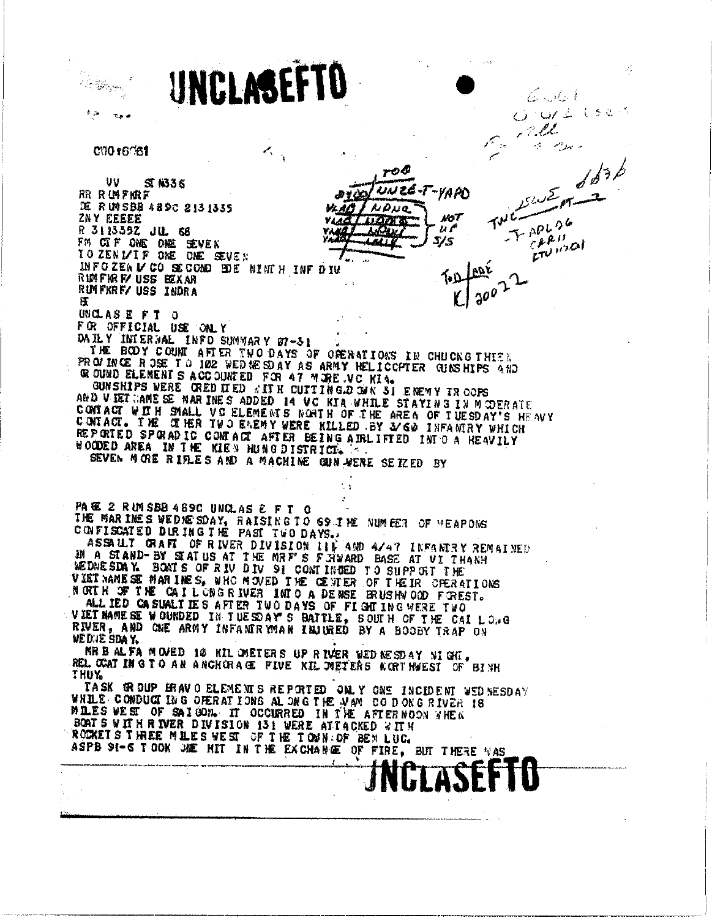UNCLASEFTO

CVO16681

UV SI N335
RR RUMFKRF
DE RUMSBB 489C 2131335
ZNY EEEEE
R 311335Z JUL 68
FM CTF ONE ONE SEVEN
TO ZEN1/TF ONE ONE SEVEN
INFO ZEN1/CO SECOND BDE NINTH INF DIV
RUMFKRF/USS BEXAR
RUMFKRF/USS INDRA
BT
UNCLAS E F T O
FOR OFFICIAL USE ONLY
DAILY INTERNAL INFO SUMMARY 07-31

THE BODY COUNT AFTER TWO DAYS OF OPERATIONS IN CHUONG THIEN PROVINCE ROSE TO 102 WEDNESDAY AS ARMY HELICOPTER GUNSHIPS AND GROUND ELEMENTS ACCOUNTED FOR 47 MORE VC KIA.

GUNSHIPS WERE CREDITED WITH CUTTING DOWN 31 ENEMY TROOPS AND VIETNAMESE MARINES ADDED 14 VC KIA WHILE STAYING IN MODERATE CONTACT WITH SMALL VC ELEMENTS NORTH OF THE AREA OF TUESDAY'S HEAVY CONTACT. THE OTHER TWO ENEMY WERE KILLED BY 3/60 INFANTRY WHICH REPORTED SPORADIC CONTACT AFTER BEING AIRLIFTED INTO A HEAVILY WOODED AREA IN THE KIEN HUNG DISTRICT.

SEVEN MORE RIFLES AND A MACHINE GUN WERE SEIZED BY

PAGE 2 RUMSBB 489C UNCLAS E F T O
THE MARINES WEDNESDAY, RAISING TO 69 THE NUMBER OF WEAPONS CONFISCATED DURING THE PAST TWO DAYS.

ASSAULT CRAFT OF RIVER DIVISION 111 AND 4/47 INFANTRY REMAINED IN A STAND-BY STATUS AT THE MRF'S FORWARD BASE AT VI THANH WEDNESDAY. BOATS OF RIV DIV 91 CONTINUED TO SUPPORT THE VIETNAMESE MARINES, WHO MOVED THE CENTER OF THEIR OPERATIONS NORTH OF THE CAI LONG RIVER INTO A DENSE BRUSHWOOD FOREST.

ALLIED CASUALTIES AFTER TWO DAYS OF FIGHTING WERE TWO VIETNAMESE WOUNDED IN TUESDAY'S BATTLE, SOUTH OF THE CAI LONG RIVER, AND ONE ARMY INFANTRYMAN INJURED BY A BOOBY TRAP ON WEDNESDAY.

MRB ALFA MOVED 10 KILOMETERS UP RIVER WEDNESDAY NIGHT, RELOCATING TO AN ANCHORAGE FIVE KILOMETERS NORTHWEST OF BINH THUY.

TASK GROUP BRAVO ELEMENTS REPORTED ONLY ONE INCIDENT WEDNESDAY WHILE CONDUCTING OPERATIONS ALONG THE VAM CO DONG RIVER 18 MILES WEST OF SAIGON. IT OCCURRED IN THE AFTERNOON WHEN BOATS WITH RIVER DIVISION 131 WERE ATTACKED WITH ROCKETS THREE MILES WEST OF THE TOWN OF BEN LUC. ASPB 91-6 TOOK ONE HIT IN THE EXCHANGE OF FIRE, BUT THERE WAS

UNCLASEFTO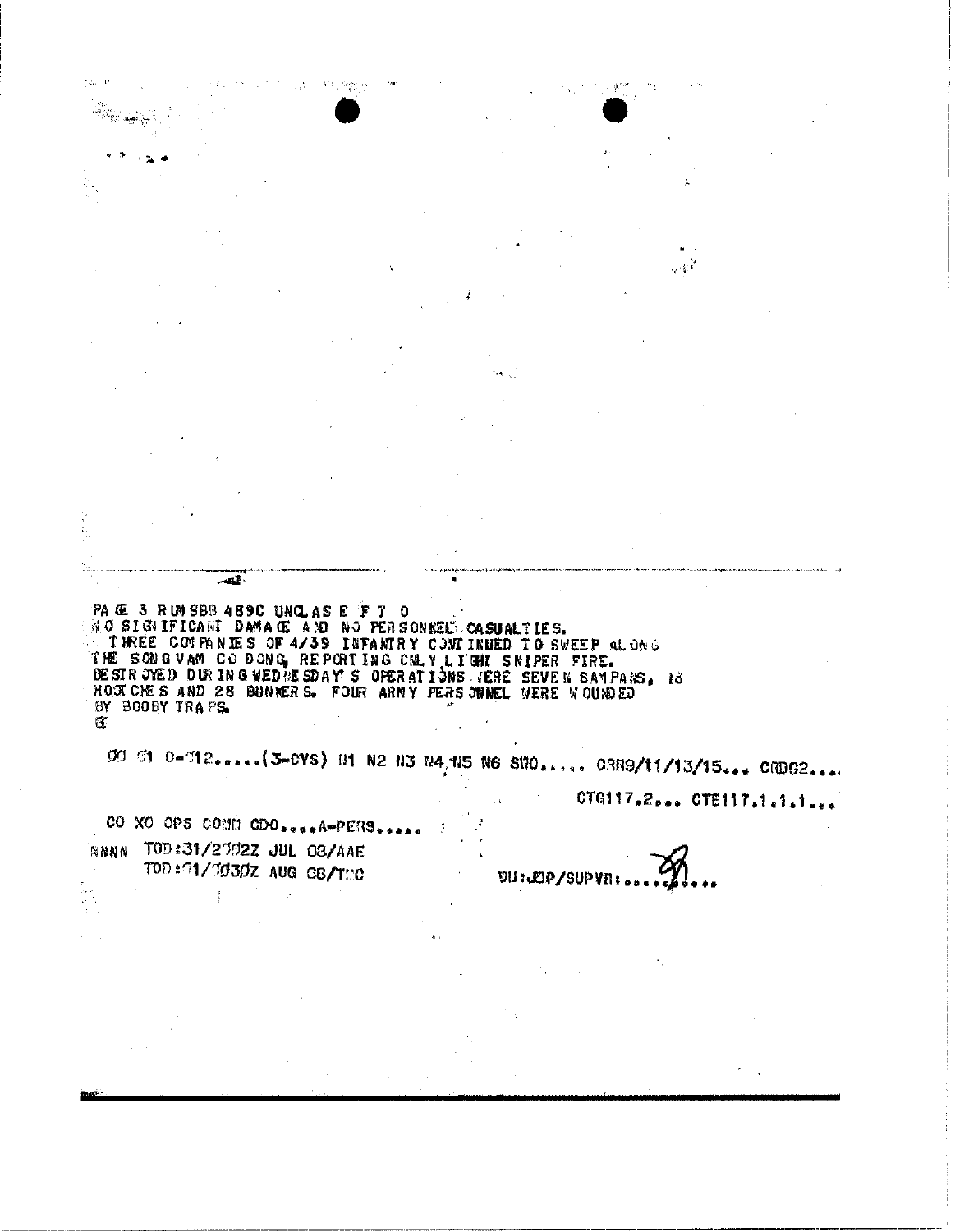PAGE 3 RUMSBB 489C UNCLAS E F T O
NO SIGNIFICANT DAMAGE AND NO PERSONNEL CASUALTIES.
THREE COMPANIES OF 4/39 INFANTRY CONTINUED TO SWEEP ALONG
THE SONG VAM CO DONG, REPORTING ONLY LIGHT SNIPER FIRE.
DESTROYED DURING WEDNESDAY'S OPERATIONS WERE SEVEN SAMPANS, 18
HOOTCHES AND 28 BUNKERS. FOUR ARMY PERSONNEL WERE WOUNDED
BY BOOBY TRAPS.
GT

OO 01 0-012.....(3-CYS) N1 N2 N3 N4 N5 N6 SWO..... CRR9/11/13/15... CRD92....

CTG117.2... CTE117.1.1.1...

CO XO OPS COMM CDO.....A-PERS.....

NNNN TOD:31/2302Z JUL 68/AAE
TOD:01/0030Z AUG 68/TMC

DU:JOP/SUPVR:............